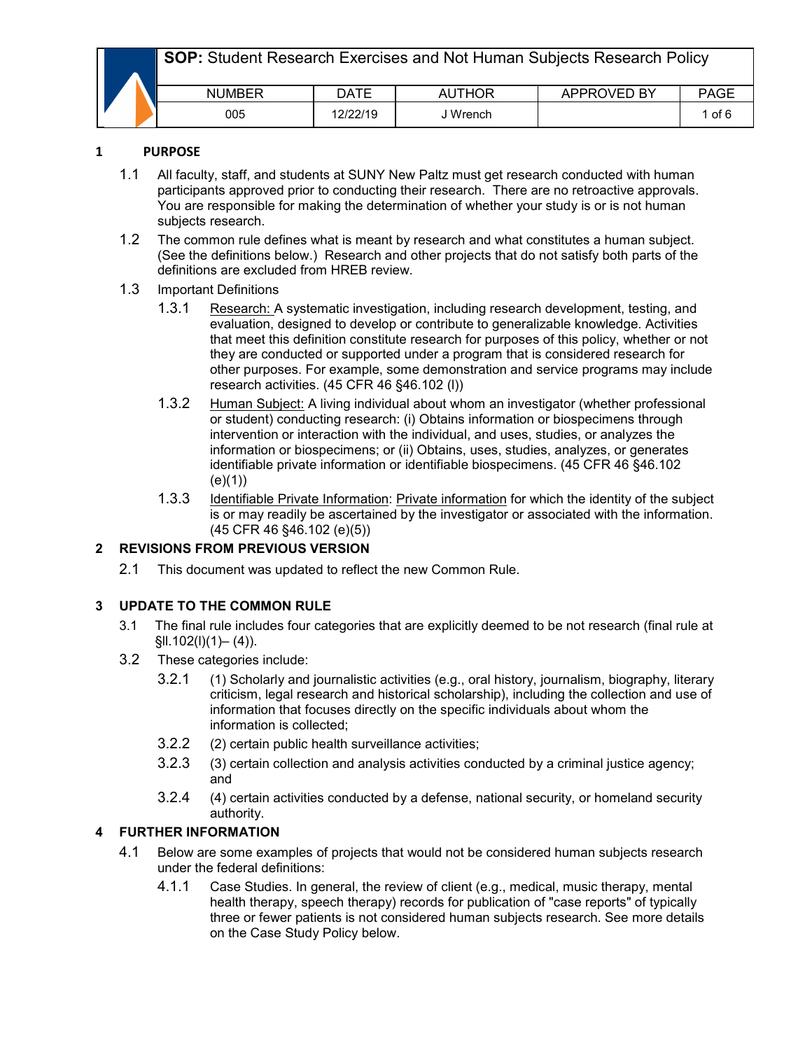| **SOP:** Student Research Exercises and Not Human Subjects Research Policy | | | | |
|---|---|---|---|---|
| NUMBER | DATE | AUTHOR | APPROVED BY | PAGE |
| 005 | 12/22/19 | J Wrench | | 1 of 6 |

## 1 PURPOSE

1.1 All faculty, staff, and students at SUNY New Paltz must get research conducted with human participants approved prior to conducting their research. There are no retroactive approvals. You are responsible for making the determination of whether your study is or is not human subjects research.

1.2 The common rule defines what is meant by research and what constitutes a human subject. (See the definitions below.) Research and other projects that do not satisfy both parts of the definitions are excluded from HREB review.

1.3 Important Definitions

1.3.1 Research: A systematic investigation, including research development, testing, and evaluation, designed to develop or contribute to generalizable knowledge. Activities that meet this definition constitute research for purposes of this policy, whether or not they are conducted or supported under a program that is considered research for other purposes. For example, some demonstration and service programs may include research activities. (45 CFR 46 §46.102 (l))

1.3.2 Human Subject: A living individual about whom an investigator (whether professional or student) conducting research: (i) Obtains information or biospecimens through intervention or interaction with the individual, and uses, studies, or analyzes the information or biospecimens; or (ii) Obtains, uses, studies, analyzes, or generates identifiable private information or identifiable biospecimens. (45 CFR 46 §46.102 (e)(1))

1.3.3 Identifiable Private Information: Private information for which the identity of the subject is or may readily be ascertained by the investigator or associated with the information. (45 CFR 46 §46.102 (e)(5))

## 2 REVISIONS FROM PREVIOUS VERSION

2.1 This document was updated to reflect the new Common Rule.

## 3 UPDATE TO THE COMMON RULE

3.1 The final rule includes four categories that are explicitly deemed to be not research (final rule at §ll.102(l)(1)– (4)).

3.2 These categories include:

3.2.1 (1) Scholarly and journalistic activities (e.g., oral history, journalism, biography, literary criticism, legal research and historical scholarship), including the collection and use of information that focuses directly on the specific individuals about whom the information is collected;

3.2.2 (2) certain public health surveillance activities;

3.2.3 (3) certain collection and analysis activities conducted by a criminal justice agency; and

3.2.4 (4) certain activities conducted by a defense, national security, or homeland security authority.

## 4 FURTHER INFORMATION

4.1 Below are some examples of projects that would not be considered human subjects research under the federal definitions:

4.1.1 Case Studies. In general, the review of client (e.g., medical, music therapy, mental health therapy, speech therapy) records for publication of "case reports" of typically three or fewer patients is not considered human subjects research. See more details on the Case Study Policy below.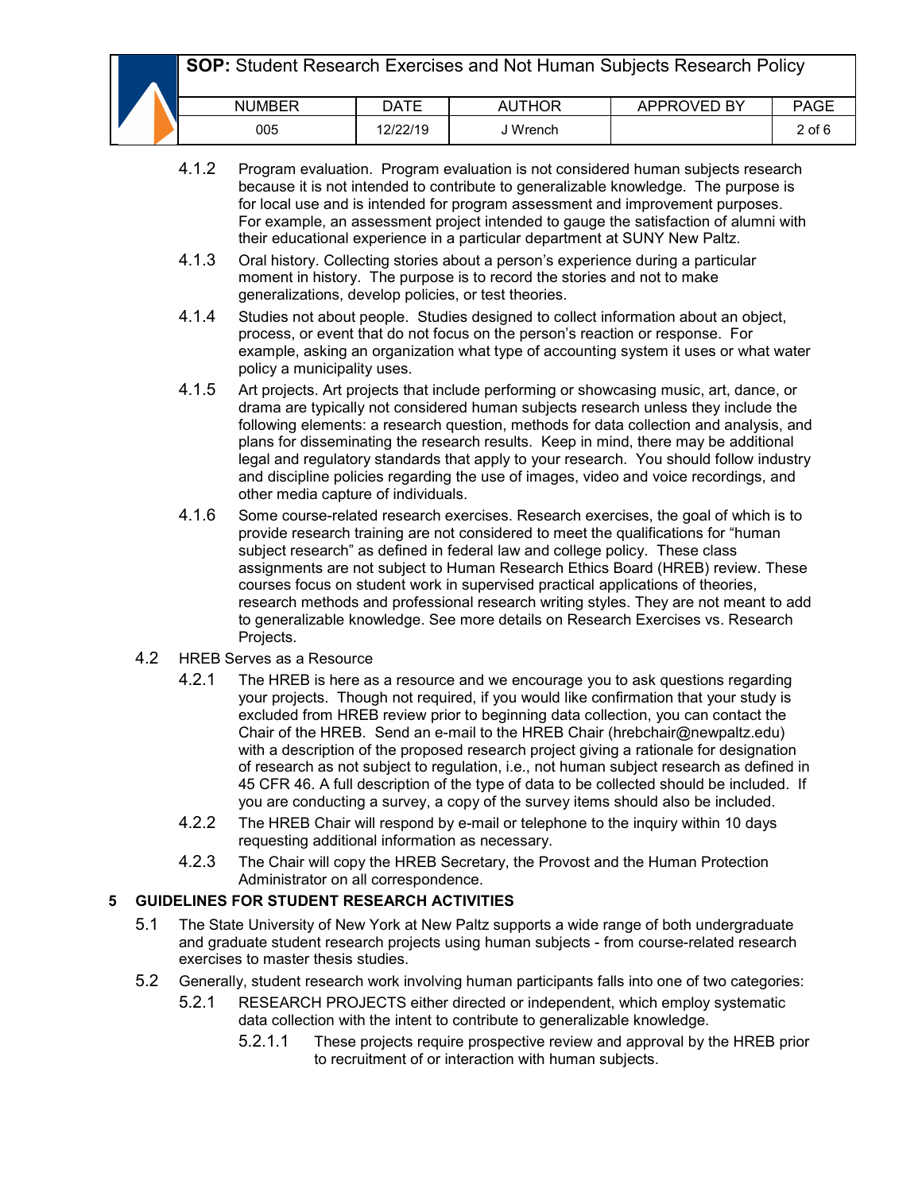4.1.2 Program evaluation. Program evaluation is not considered human subjects research because it is not intended to contribute to generalizable knowledge. The purpose is for local use and is intended for program assessment and improvement purposes. For example, an assessment project intended to gauge the satisfaction of alumni with their educational experience in a particular department at SUNY New Paltz.

4.1.3 Oral history. Collecting stories about a person's experience during a particular moment in history. The purpose is to record the stories and not to make generalizations, develop policies, or test theories.

4.1.4 Studies not about people. Studies designed to collect information about an object, process, or event that do not focus on the person's reaction or response. For example, asking an organization what type of accounting system it uses or what water policy a municipality uses.

4.1.5 Art projects. Art projects that include performing or showcasing music, art, dance, or drama are typically not considered human subjects research unless they include the following elements: a research question, methods for data collection and analysis, and plans for disseminating the research results. Keep in mind, there may be additional legal and regulatory standards that apply to your research. You should follow industry and discipline policies regarding the use of images, video and voice recordings, and other media capture of individuals.

4.1.6 Some course-related research exercises. Research exercises, the goal of which is to provide research training are not considered to meet the qualifications for "human subject research" as defined in federal law and college policy. These class assignments are not subject to Human Research Ethics Board (HREB) review. These courses focus on student work in supervised practical applications of theories, research methods and professional research writing styles. They are not meant to add to generalizable knowledge. See more details on Research Exercises vs. Research Projects.

4.2 HREB Serves as a Resource

4.2.1 The HREB is here as a resource and we encourage you to ask questions regarding your projects. Though not required, if you would like confirmation that your study is excluded from HREB review prior to beginning data collection, you can contact the Chair of the HREB. Send an e-mail to the HREB Chair (hrebchair@newpaltz.edu) with a description of the proposed research project giving a rationale for designation of research as not subject to regulation, i.e., not human subject research as defined in 45 CFR 46. A full description of the type of data to be collected should be included. If you are conducting a survey, a copy of the survey items should also be included.

4.2.2 The HREB Chair will respond by e-mail or telephone to the inquiry within 10 days requesting additional information as necessary.

4.2.3 The Chair will copy the HREB Secretary, the Provost and the Human Protection Administrator on all correspondence.

## 5 GUIDELINES FOR STUDENT RESEARCH ACTIVITIES

5.1 The State University of New York at New Paltz supports a wide range of both undergraduate and graduate student research projects using human subjects - from course-related research exercises to master thesis studies.

5.2 Generally, student research work involving human participants falls into one of two categories:

5.2.1 RESEARCH PROJECTS either directed or independent, which employ systematic data collection with the intent to contribute to generalizable knowledge.

5.2.1.1 These projects require prospective review and approval by the HREB prior to recruitment of or interaction with human subjects.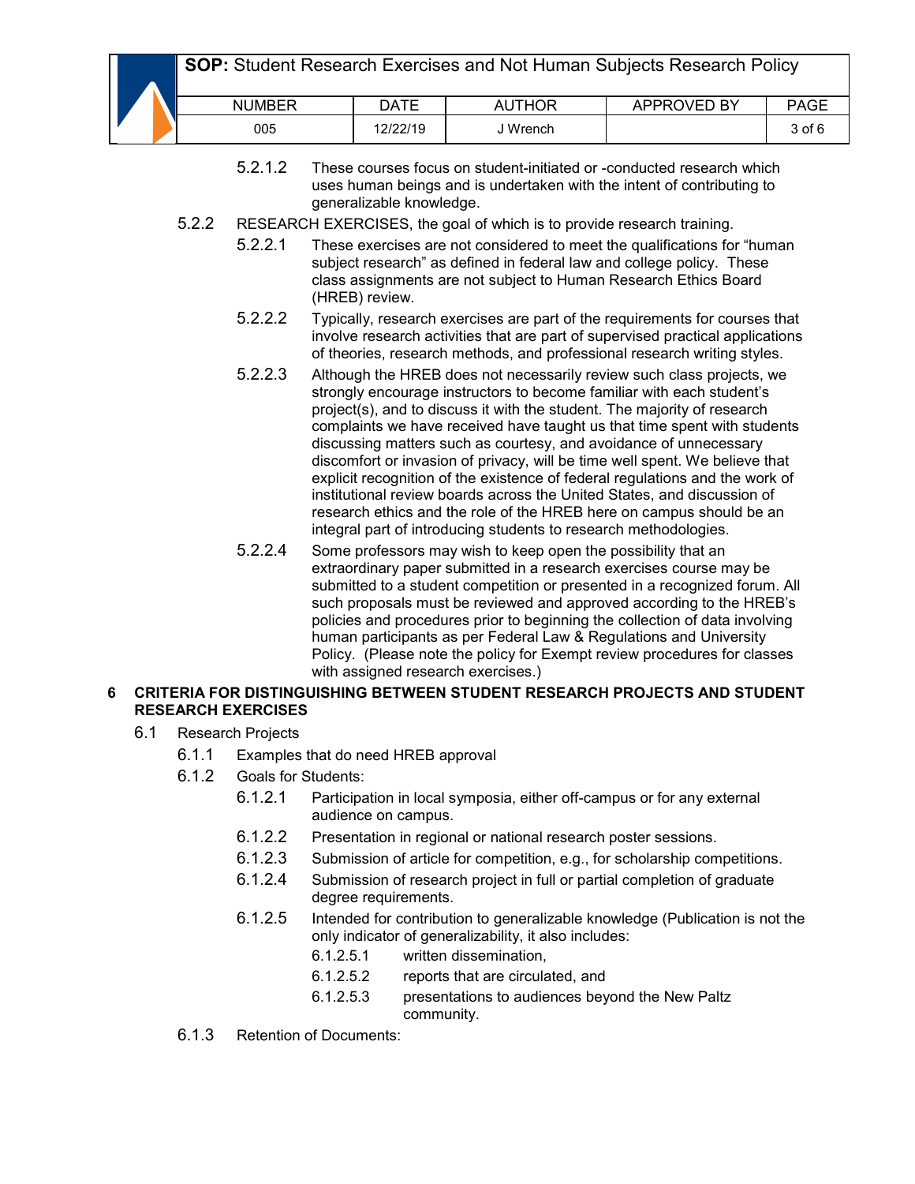5.2.1.2 These courses focus on student-initiated or -conducted research which uses human beings and is undertaken with the intent of contributing to generalizable knowledge.

5.2.2 RESEARCH EXERCISES, the goal of which is to provide research training.

5.2.2.1 These exercises are not considered to meet the qualifications for "human subject research" as defined in federal law and college policy. These class assignments are not subject to Human Research Ethics Board (HREB) review.

5.2.2.2 Typically, research exercises are part of the requirements for courses that involve research activities that are part of supervised practical applications of theories, research methods, and professional research writing styles.

5.2.2.3 Although the HREB does not necessarily review such class projects, we strongly encourage instructors to become familiar with each student's project(s), and to discuss it with the student. The majority of research complaints we have received have taught us that time spent with students discussing matters such as courtesy, and avoidance of unnecessary discomfort or invasion of privacy, will be time well spent. We believe that explicit recognition of the existence of federal regulations and the work of institutional review boards across the United States, and discussion of research ethics and the role of the HREB here on campus should be an integral part of introducing students to research methodologies.

5.2.2.4 Some professors may wish to keep open the possibility that an extraordinary paper submitted in a research exercises course may be submitted to a student competition or presented in a recognized forum. All such proposals must be reviewed and approved according to the HREB's policies and procedures prior to beginning the collection of data involving human participants as per Federal Law & Regulations and University Policy. (Please note the policy for Exempt review procedures for classes with assigned research exercises.)

## 6 CRITERIA FOR DISTINGUISHING BETWEEN STUDENT RESEARCH PROJECTS AND STUDENT RESEARCH EXERCISES

6.1 Research Projects

6.1.1 Examples that do need HREB approval

6.1.2 Goals for Students:

6.1.2.1 Participation in local symposia, either off-campus or for any external audience on campus.

6.1.2.2 Presentation in regional or national research poster sessions.

6.1.2.3 Submission of article for competition, e.g., for scholarship competitions.

6.1.2.4 Submission of research project in full or partial completion of graduate degree requirements.

6.1.2.5 Intended for contribution to generalizable knowledge (Publication is not the only indicator of generalizability, it also includes:

6.1.2.5.1 written dissemination,

6.1.2.5.2 reports that are circulated, and

6.1.2.5.3 presentations to audiences beyond the New Paltz community.

6.1.3 Retention of Documents: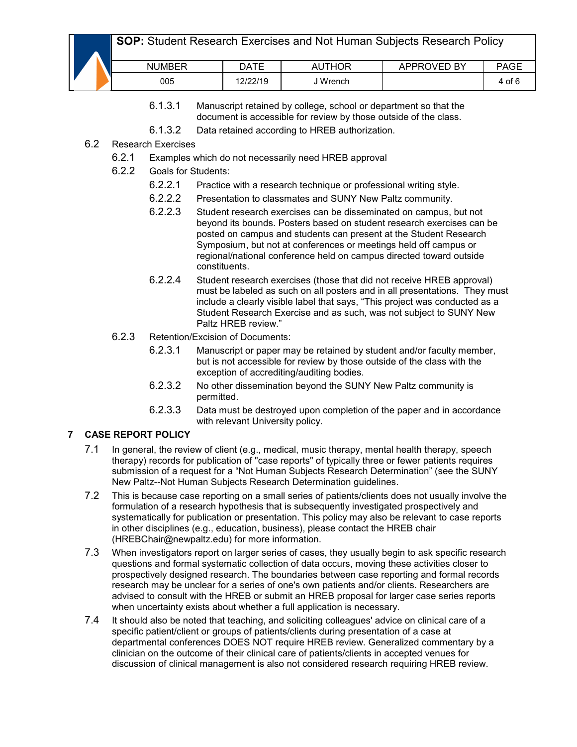6.1.3.1 Manuscript retained by college, school or department so that the document is accessible for review by those outside of the class.

6.1.3.2 Data retained according to HREB authorization.

6.2 Research Exercises

6.2.1 Examples which do not necessarily need HREB approval

6.2.2 Goals for Students:

6.2.2.1 Practice with a research technique or professional writing style.

6.2.2.2 Presentation to classmates and SUNY New Paltz community.

6.2.2.3 Student research exercises can be disseminated on campus, but not beyond its bounds. Posters based on student research exercises can be posted on campus and students can present at the Student Research Symposium, but not at conferences or meetings held off campus or regional/national conference held on campus directed toward outside constituents.

6.2.2.4 Student research exercises (those that did not receive HREB approval) must be labeled as such on all posters and in all presentations. They must include a clearly visible label that says, "This project was conducted as a Student Research Exercise and as such, was not subject to SUNY New Paltz HREB review."

6.2.3 Retention/Excision of Documents:

6.2.3.1 Manuscript or paper may be retained by student and/or faculty member, but is not accessible for review by those outside of the class with the exception of accrediting/auditing bodies.

6.2.3.2 No other dissemination beyond the SUNY New Paltz community is permitted.

6.2.3.3 Data must be destroyed upon completion of the paper and in accordance with relevant University policy.

## 7 CASE REPORT POLICY

7.1 In general, the review of client (e.g., medical, music therapy, mental health therapy, speech therapy) records for publication of "case reports" of typically three or fewer patients requires submission of a request for a "Not Human Subjects Research Determination" (see the SUNY New Paltz--Not Human Subjects Research Determination guidelines.

7.2 This is because case reporting on a small series of patients/clients does not usually involve the formulation of a research hypothesis that is subsequently investigated prospectively and systematically for publication or presentation. This policy may also be relevant to case reports in other disciplines (e.g., education, business), please contact the HREB chair (HREBChair@newpaltz.edu) for more information.

7.3 When investigators report on larger series of cases, they usually begin to ask specific research questions and formal systematic collection of data occurs, moving these activities closer to prospectively designed research. The boundaries between case reporting and formal records research may be unclear for a series of one's own patients and/or clients. Researchers are advised to consult with the HREB or submit an HREB proposal for larger case series reports when uncertainty exists about whether a full application is necessary.

7.4 It should also be noted that teaching, and soliciting colleagues' advice on clinical care of a specific patient/client or groups of patients/clients during presentation of a case at departmental conferences DOES NOT require HREB review. Generalized commentary by a clinician on the outcome of their clinical care of patients/clients in accepted venues for discussion of clinical management is also not considered research requiring HREB review.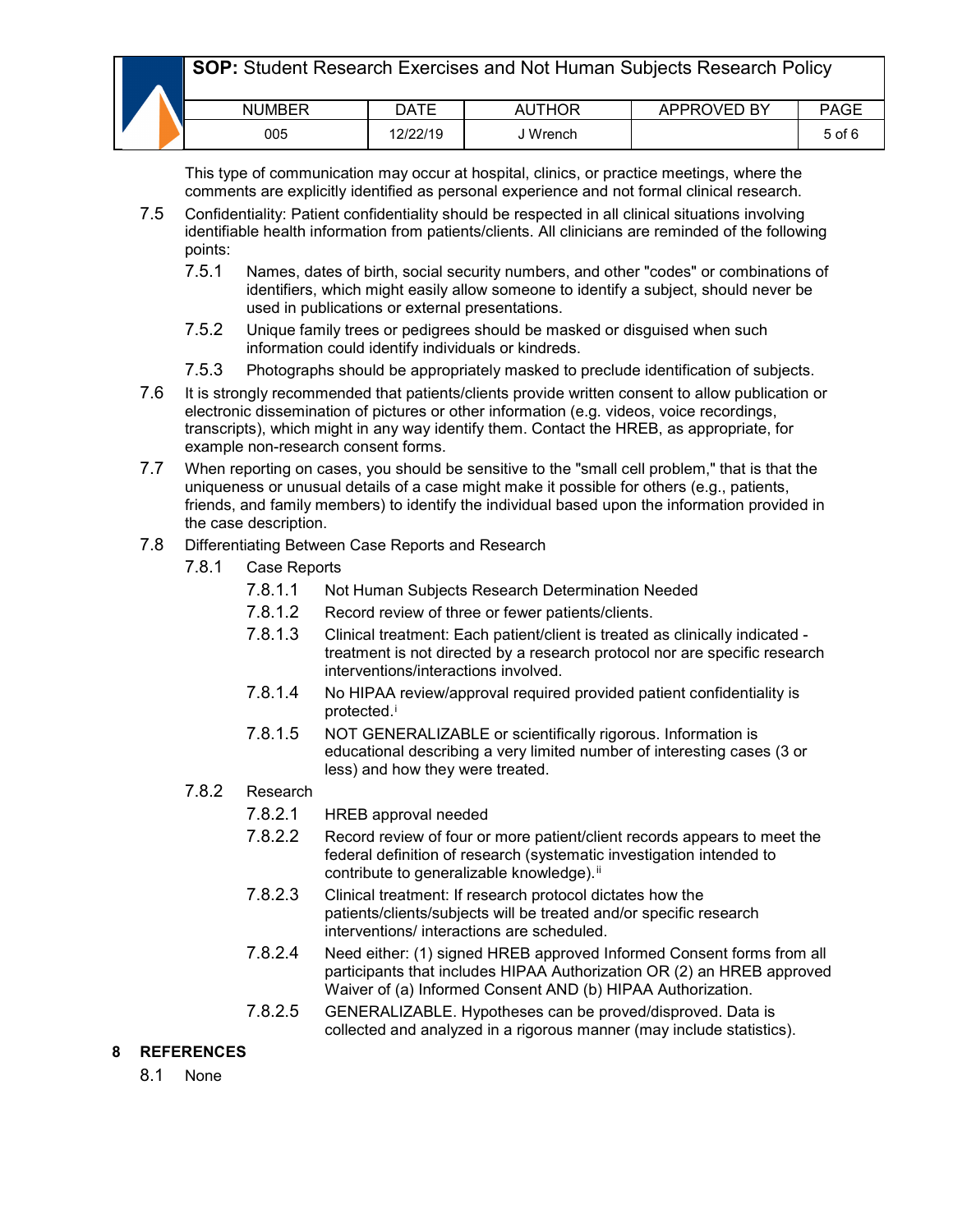This type of communication may occur at hospital, clinics, or practice meetings, where the comments are explicitly identified as personal experience and not formal clinical research.

7.5 Confidentiality: Patient confidentiality should be respected in all clinical situations involving identifiable health information from patients/clients. All clinicians are reminded of the following points:

7.5.1 Names, dates of birth, social security numbers, and other "codes" or combinations of identifiers, which might easily allow someone to identify a subject, should never be used in publications or external presentations.

7.5.2 Unique family trees or pedigrees should be masked or disguised when such information could identify individuals or kindreds.

7.5.3 Photographs should be appropriately masked to preclude identification of subjects.

7.6 It is strongly recommended that patients/clients provide written consent to allow publication or electronic dissemination of pictures or other information (e.g. videos, voice recordings, transcripts), which might in any way identify them. Contact the HREB, as appropriate, for example non-research consent forms.

7.7 When reporting on cases, you should be sensitive to the "small cell problem," that is that the uniqueness or unusual details of a case might make it possible for others (e.g., patients, friends, and family members) to identify the individual based upon the information provided in the case description.

7.8 Differentiating Between Case Reports and Research

7.8.1 Case Reports

7.8.1.1 Not Human Subjects Research Determination Needed

7.8.1.2 Record review of three or fewer patients/clients.

7.8.1.3 Clinical treatment: Each patient/client is treated as clinically indicated - treatment is not directed by a research protocol nor are specific research interventions/interactions involved.

7.8.1.4 No HIPAA review/approval required provided patient confidentiality is protected.[i]

7.8.1.5 NOT GENERALIZABLE or scientifically rigorous. Information is educational describing a very limited number of interesting cases (3 or less) and how they were treated.

7.8.2 Research

7.8.2.1 HREB approval needed

7.8.2.2 Record review of four or more patient/client records appears to meet the federal definition of research (systematic investigation intended to contribute to generalizable knowledge).[ii]

7.8.2.3 Clinical treatment: If research protocol dictates how the patients/clients/subjects will be treated and/or specific research interventions/ interactions are scheduled.

7.8.2.4 Need either: (1) signed HREB approved Informed Consent forms from all participants that includes HIPAA Authorization OR (2) an HREB approved Waiver of (a) Informed Consent AND (b) HIPAA Authorization.

7.8.2.5 GENERALIZABLE. Hypotheses can be proved/disproved. Data is collected and analyzed in a rigorous manner (may include statistics).

## 8 REFERENCES

8.1 None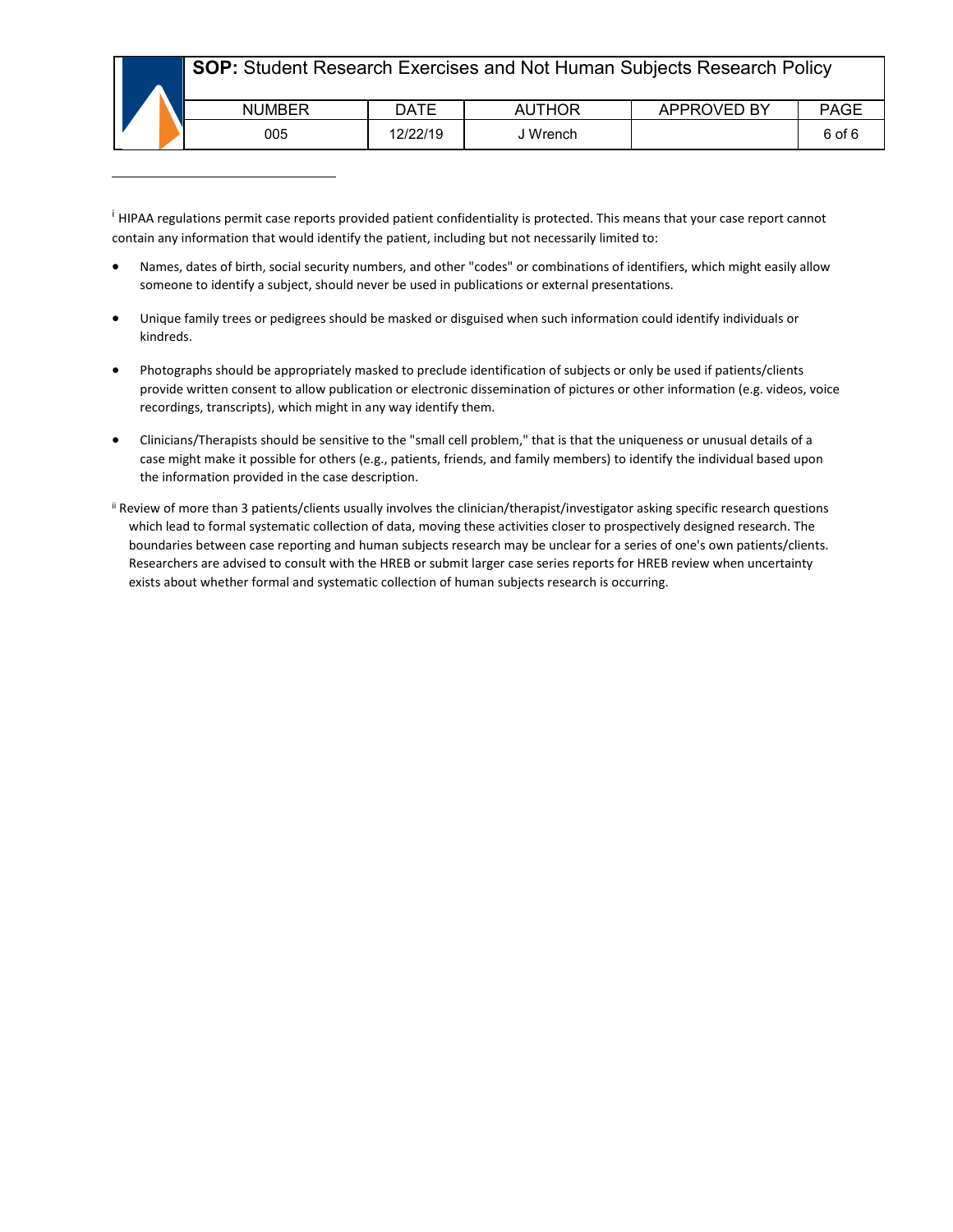[i] HIPAA regulations permit case reports provided patient confidentiality is protected. This means that your case report cannot contain any information that would identify the patient, including but not necessarily limited to:

- Names, dates of birth, social security numbers, and other "codes" or combinations of identifiers, which might easily allow someone to identify a subject, should never be used in publications or external presentations.
- Unique family trees or pedigrees should be masked or disguised when such information could identify individuals or kindreds.
- Photographs should be appropriately masked to preclude identification of subjects or only be used if patients/clients provide written consent to allow publication or electronic dissemination of pictures or other information (e.g. videos, voice recordings, transcripts), which might in any way identify them.
- Clinicians/Therapists should be sensitive to the "small cell problem," that is that the uniqueness or unusual details of a case might make it possible for others (e.g., patients, friends, and family members) to identify the individual based upon the information provided in the case description.

[ii] Review of more than 3 patients/clients usually involves the clinician/therapist/investigator asking specific research questions which lead to formal systematic collection of data, moving these activities closer to prospectively designed research. The boundaries between case reporting and human subjects research may be unclear for a series of one's own patients/clients. Researchers are advised to consult with the HREB or submit larger case series reports for HREB review when uncertainty exists about whether formal and systematic collection of human subjects research is occurring.